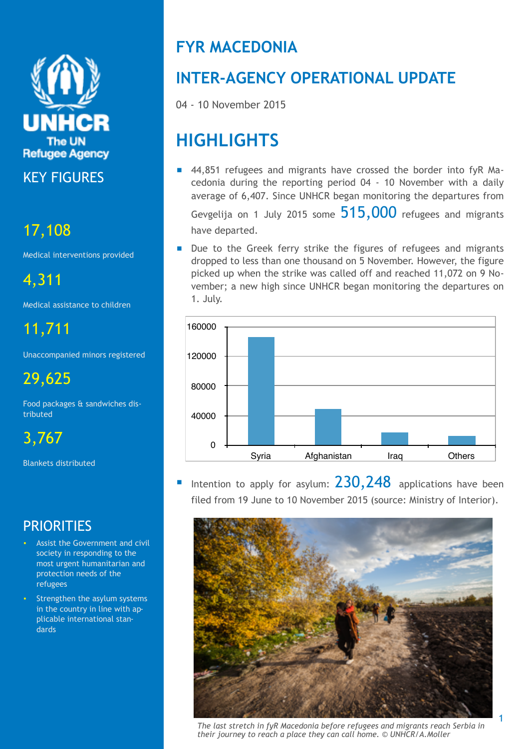# FYR MACEDONIA

## INTER-AGENCY OPERATIONAL UPDATE

04 - 10 November 2015

## KEY FIGURES

**17,108**

Medical interventions provided

**4,311**

Medical assistance to children

**11,711**

Unaccompanied minors registered

**29,625**

Food packages & sandwiches distributed

**3,767**

Blankets distributed

## PRIORITIES

- Assist the Government and civil society in responding to the most urgent humanitarian and protection needs of the refugees
- Strengthen the asylum systems in the country in line with applicable international standards

## HIGHLIGHTS

- 44,851 refugees and migrants have crossed the border into fyR Macedonia during the reporting period 04 - 10 November with a daily average of 6,407. Since UNHCR began monitoring the departures from Gevgelija on 1 July 2015 some **515,000** refugees and migrants have departed.
- Due to the Greek ferry strike the figures of refugees and migrants dropped to less than one thousand on 5 November. However, the figure picked up when the strike was called off and reached 11,072 on 9 November; a new high since UNHCR began monitoring the departures on 1. July.

- Intention to apply for asylum: **230,248** applications have been filed from 19 June to 10 November 2015 (source: Ministry of Interior).

*The last stretch in fyR Macedonia before refugees and migrants reach Serbia in their journey to reach a place they can call home. © UNHCR/A.Moller*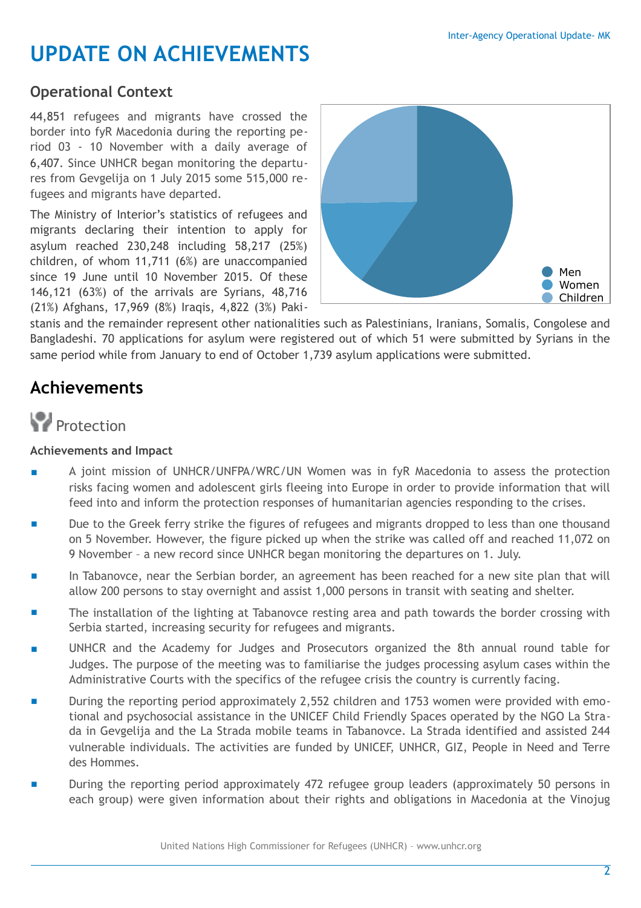# UPDATE ON ACHIEVEMENTS

## Operational Context

44,851 refugees and migrants have crossed the border into fyR Macedonia during the reporting period 03 - 10 November with a daily average of 6,407. Since UNHCR began monitoring the departures from Gevgelija on 1 July 2015 some 515,000 refugees and migrants have departed.

The Ministry of Interior's statistics of refugees and migrants declaring their intention to apply for asylum reached 230,248 including 58,217 (25%) children, of whom 11,711 (6%) are unaccompanied since 19 June until 10 November 2015. Of these 146,121 (63%) of the arrivals are Syrians, 48,716 (21%) Afghans, 17,969 (8%) Iraqis, 4,822 (3%) Pakistanis and the remainder represent other nationalities such as Palestinians, Iranians, Somalis, Congolese and Bangladeshi. 70 applications for asylum were registered out of which 51 were submitted by Syrians in the same period while from January to end of October 1,739 asylum applications were submitted.

Men
Women
Children

## Achievements

### Protection

**Achievements and Impact**

- A joint mission of UNHCR/UNFPA/WRC/UN Women was in fyR Macedonia to assess the protection risks facing women and adolescent girls fleeing into Europe in order to provide information that will feed into and inform the protection responses of humanitarian agencies responding to the crises.
- Due to the Greek ferry strike the figures of refugees and migrants dropped to less than one thousand on 5 November. However, the figure picked up when the strike was called off and reached 11,072 on 9 November – a new record since UNHCR began monitoring the departures on 1. July.
- In Tabanovce, near the Serbian border, an agreement has been reached for a new site plan that will allow 200 persons to stay overnight and assist 1,000 persons in transit with seating and shelter.
- The installation of the lighting at Tabanovce resting area and path towards the border crossing with Serbia started, increasing security for refugees and migrants.
- UNHCR and the Academy for Judges and Prosecutors organized the 8th annual round table for Judges. The purpose of the meeting was to familiarise the judges processing asylum cases within the Administrative Courts with the specifics of the refugee crisis the country is currently facing.
- During the reporting period approximately 2,552 children and 1753 women were provided with emotional and psychosocial assistance in the UNICEF Child Friendly Spaces operated by the NGO La Strada in Gevgelija and the La Strada mobile teams in Tabanovce. La Strada identified and assisted 244 vulnerable individuals. The activities are funded by UNICEF, UNHCR, GIZ, People in Need and Terre des Hommes.
- During the reporting period approximately 472 refugee group leaders (approximately 50 persons in each group) were given information about their rights and obligations in Macedonia at the Vinojug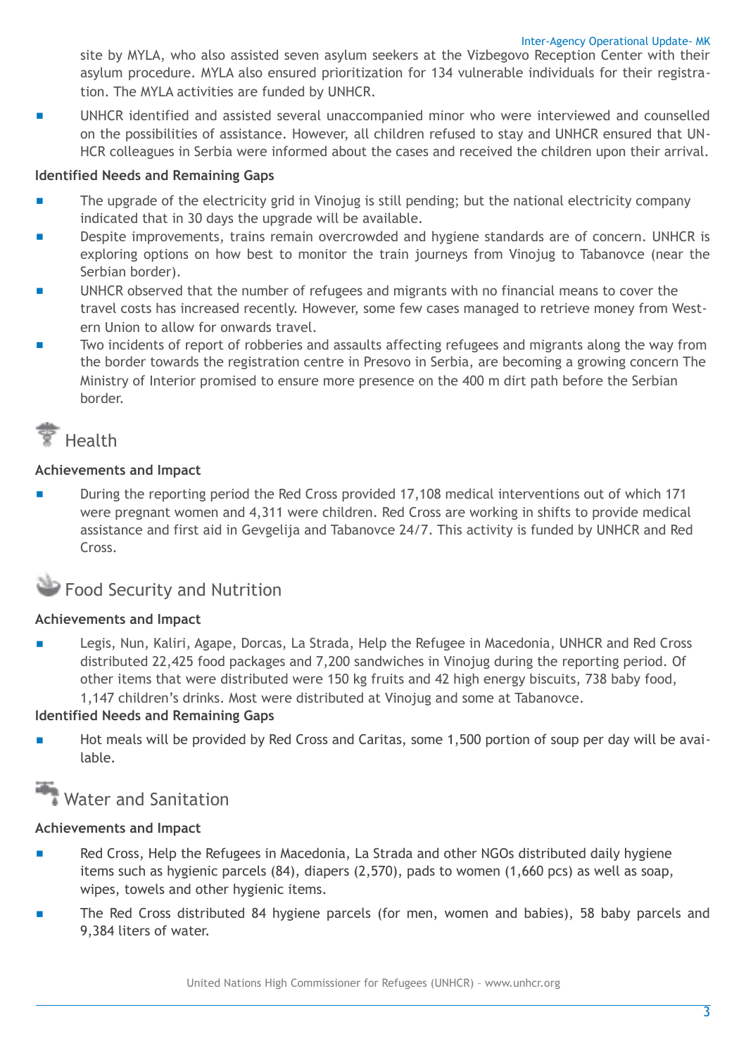site by MYLA, who also assisted seven asylum seekers at the Vizbegovo Reception Center with their asylum procedure. MYLA also ensured prioritization for 134 vulnerable individuals for their registration. The MYLA activities are funded by UNHCR.

- UNHCR identified and assisted several unaccompanied minor who were interviewed and counselled on the possibilities of assistance. However, all children refused to stay and UNHCR ensured that UNHCR colleagues in Serbia were informed about the cases and received the children upon their arrival.

**Identified Needs and Remaining Gaps**

- The upgrade of the electricity grid in Vinojug is still pending; but the national electricity company indicated that in 30 days the upgrade will be available.
- Despite improvements, trains remain overcrowded and hygiene standards are of concern. UNHCR is exploring options on how best to monitor the train journeys from Vinojug to Tabanovce (near the Serbian border).
- UNHCR observed that the number of refugees and migrants with no financial means to cover the travel costs has increased recently. However, some few cases managed to retrieve money from Western Union to allow for onwards travel.
- Two incidents of report of robberies and assaults affecting refugees and migrants along the way from the border towards the registration centre in Presovo in Serbia, are becoming a growing concern The Ministry of Interior promised to ensure more presence on the 400 m dirt path before the Serbian border.

## Health

**Achievements and Impact**

- During the reporting period the Red Cross provided 17,108 medical interventions out of which 171 were pregnant women and 4,311 were children. Red Cross are working in shifts to provide medical assistance and first aid in Gevgelija and Tabanovce 24/7. This activity is funded by UNHCR and Red Cross.

## Food Security and Nutrition

**Achievements and Impact**

- Legis, Nun, Kaliri, Agape, Dorcas, La Strada, Help the Refugee in Macedonia, UNHCR and Red Cross distributed 22,425 food packages and 7,200 sandwiches in Vinojug during the reporting period. Of other items that were distributed were 150 kg fruits and 42 high energy biscuits, 738 baby food, 1,147 children's drinks. Most were distributed at Vinojug and some at Tabanovce.

**Identified Needs and Remaining Gaps**

- Hot meals will be provided by Red Cross and Caritas, some 1,500 portion of soup per day will be available.

## Water and Sanitation

**Achievements and Impact**

- Red Cross, Help the Refugees in Macedonia, La Strada and other NGOs distributed daily hygiene items such as hygienic parcels (84), diapers (2,570), pads to women (1,660 pcs) as well as soap, wipes, towels and other hygienic items.
- The Red Cross distributed 84 hygiene parcels (for men, women and babies), 58 baby parcels and 9,384 liters of water.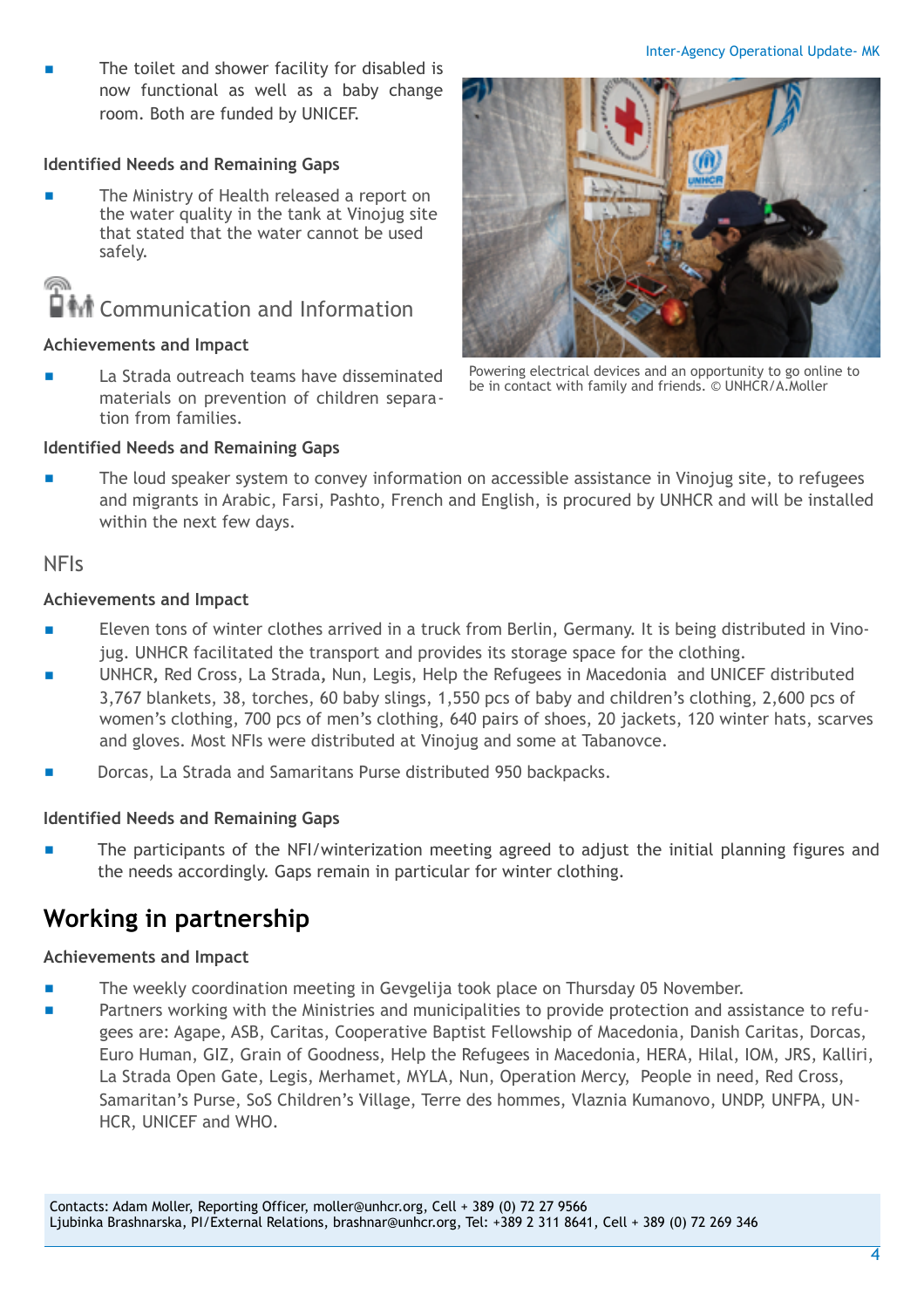- The toilet and shower facility for disabled is now functional as well as a baby change room. Both are funded by UNICEF.

### Identified Needs and Remaining Gaps

- The Ministry of Health released a report on the water quality in the tank at Vinojug site that stated that the water cannot be used safely.

## Communication and Information

### Achievements and Impact

- La Strada outreach teams have disseminated materials on prevention of children separation from families.

Powering electrical devices and an opportunity to go online to be in contact with family and friends. © UNHCR/A.Moller

### Identified Needs and Remaining Gaps

- The loud speaker system to convey information on accessible assistance in Vinojug site, to refugees and migrants in Arabic, Farsi, Pashto, French and English, is procured by UNHCR and will be installed within the next few days.

## NFIs

### Achievements and Impact

- Eleven tons of winter clothes arrived in a truck from Berlin, Germany. It is being distributed in Vinojug. UNHCR facilitated the transport and provides its storage space for the clothing.
- UNHCR, Red Cross, La Strada, Nun, Legis, Help the Refugees in Macedonia and UNICEF distributed 3,767 blankets, 38, torches, 60 baby slings, 1,550 pcs of baby and children's clothing, 2,600 pcs of women's clothing, 700 pcs of men's clothing, 640 pairs of shoes, 20 jackets, 120 winter hats, scarves and gloves. Most NFIs were distributed at Vinojug and some at Tabanovce.
- Dorcas, La Strada and Samaritans Purse distributed 950 backpacks.

### Identified Needs and Remaining Gaps

- The participants of the NFI/winterization meeting agreed to adjust the initial planning figures and the needs accordingly. Gaps remain in particular for winter clothing.

# Working in partnership

### Achievements and Impact

- The weekly coordination meeting in Gevgelija took place on Thursday 05 November.
- Partners working with the Ministries and municipalities to provide protection and assistance to refugees are: Agape, ASB, Caritas, Cooperative Baptist Fellowship of Macedonia, Danish Caritas, Dorcas, Euro Human, GIZ, Grain of Goodness, Help the Refugees in Macedonia, HERA, Hilal, IOM, JRS, Kalliri, La Strada Open Gate, Legis, Merhamet, MYLA, Nun, Operation Mercy, People in need, Red Cross, Samaritan's Purse, SoS Children's Village, Terre des hommes, Vlaznia Kumanovo, UNDP, UNFPA, UNHCR, UNICEF and WHO.

Contacts: Adam Moller, Reporting Officer, moller@unhcr.org, Cell + 389 (0) 72 27 9566
Ljubinka Brashnarska, PI/External Relations, brashnar@unhcr.org, Tel: +389 2 311 8641, Cell + 389 (0) 72 269 346